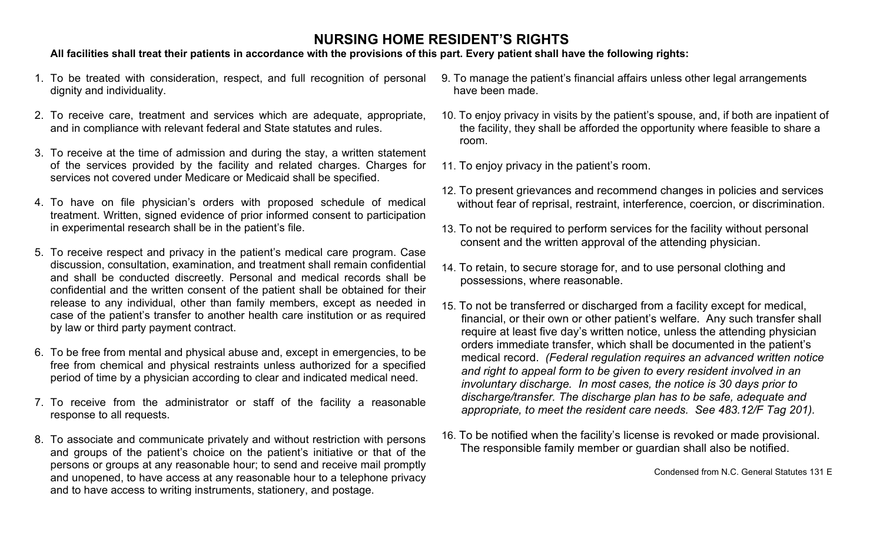# NURSING HOME RESIDENT'S RIGHTS

**All facilities shall treat their patients in accordance with the provisions of this part. Every patient shall have the following rights:**

1. To be treated with consideration, respect, and full recognition of personal dignity and individuality.

2. To receive care, treatment and services which are adequate, appropriate, and in compliance with relevant federal and State statutes and rules.

3. To receive at the time of admission and during the stay, a written statement of the services provided by the facility and related charges. Charges for services not covered under Medicare or Medicaid shall be specified.

4. To have on file physician's orders with proposed schedule of medical treatment. Written, signed evidence of prior informed consent to participation in experimental research shall be in the patient's file.

5. To receive respect and privacy in the patient's medical care program. Case discussion, consultation, examination, and treatment shall remain confidential and shall be conducted discreetly. Personal and medical records shall be confidential and the written consent of the patient shall be obtained for their release to any individual, other than family members, except as needed in case of the patient's transfer to another health care institution or as required by law or third party payment contract.

6. To be free from mental and physical abuse and, except in emergencies, to be free from chemical and physical restraints unless authorized for a specified period of time by a physician according to clear and indicated medical need.

7. To receive from the administrator or staff of the facility a reasonable response to all requests.

8. To associate and communicate privately and without restriction with persons and groups of the patient's choice on the patient's initiative or that of the persons or groups at any reasonable hour; to send and receive mail promptly and unopened, to have access at any reasonable hour to a telephone privacy and to have access to writing instruments, stationery, and postage.

9. To manage the patient's financial affairs unless other legal arrangements have been made.

10. To enjoy privacy in visits by the patient's spouse, and, if both are inpatient of the facility, they shall be afforded the opportunity where feasible to share a room.

11. To enjoy privacy in the patient's room.

12. To present grievances and recommend changes in policies and services without fear of reprisal, restraint, interference, coercion, or discrimination.

13. To not be required to perform services for the facility without personal consent and the written approval of the attending physician.

14. To retain, to secure storage for, and to use personal clothing and possessions, where reasonable.

15. To not be transferred or discharged from a facility except for medical, financial, or their own or other patient's welfare. Any such transfer shall require at least five day's written notice, unless the attending physician orders immediate transfer, which shall be documented in the patient's medical record. *(Federal regulation requires an advanced written notice and right to appeal form to be given to every resident involved in an involuntary discharge. In most cases, the notice is 30 days prior to discharge/transfer. The discharge plan has to be safe, adequate and appropriate, to meet the resident care needs. See 483.12/F Tag 201).*

16. To be notified when the facility's license is revoked or made provisional. The responsible family member or guardian shall also be notified.

Condensed from N.C. General Statutes 131 E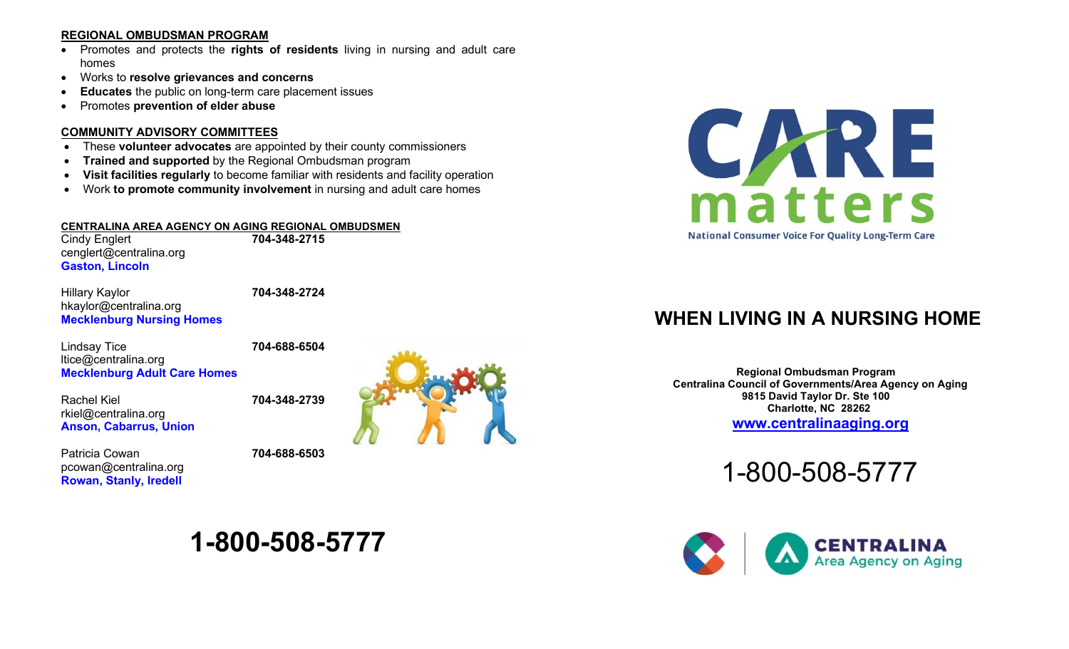## REGIONAL OMBUDSMAN PROGRAM

- Promotes and protects the **rights of residents** living in nursing and adult care homes
- Works to **resolve grievances and concerns**
- **Educates** the public on long-term care placement issues
- Promotes **prevention of elder abuse**

## COMMUNITY ADVISORY COMMITTEES

- These **volunteer advocates** are appointed by their county commissioners
- **Trained and supported** by the Regional Ombudsman program
- **Visit facilities regularly** to become familiar with residents and facility operation
- Work **to promote community involvement** in nursing and adult care homes

## CENTRALINA AREA AGENCY ON AGING REGIONAL OMBUDSMEN

Cindy Englert **704-348-2715**
cenglert@centralina.org
**Gaston, Lincoln**

Hillary Kaylor **704-348-2724**
hkaylor@centralina.org
**Mecklenburg Nursing Homes**

Lindsay Tice **704-688-6504**
ltice@centralina.org
**Mecklenburg Adult Care Homes**

Rachel Kiel **704-348-2739**
rkiel@centralina.org
**Anson, Cabarrus, Union**

Patricia Cowan **704-688-6503**
pcowan@centralina.org
**Rowan, Stanly, Iredell**

# 1-800-508-5777

CARE matters

National Consumer Voice For Quality Long-Term Care

# WHEN LIVING IN A NURSING HOME

**Regional Ombudsman Program**
**Centralina Council of Governments/Area Agency on Aging**
**9815 David Taylor Dr. Ste 100**
**Charlotte, NC 28262**
**www.centralinaaging.org**

1-800-508-5777

CENTRALINA
Area Agency on Aging